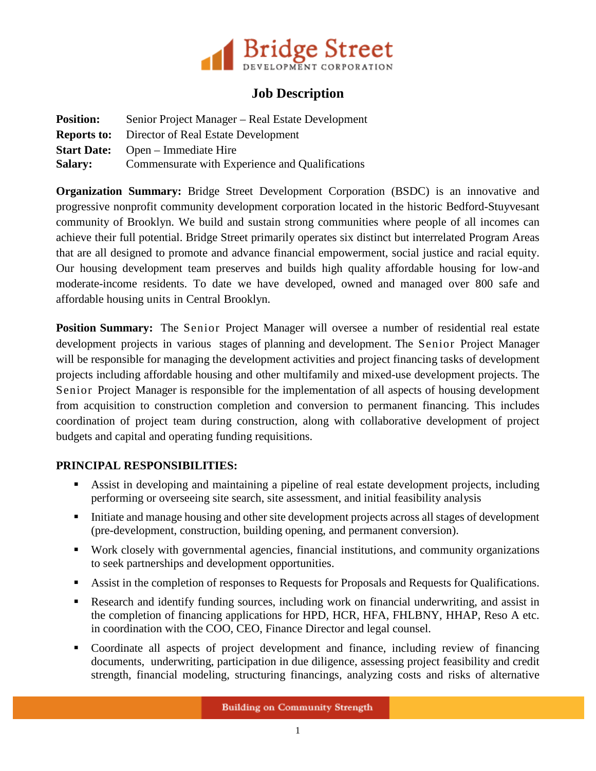# Job Description

**Position:** Senior Project Manager – Real Estate Development
**Reports to:** Director of Real Estate Development
**Start Date:** Open – Immediate Hire
**Salary:** Commensurate with Experience and Qualifications

**Organization Summary:** Bridge Street Development Corporation (BSDC) is an innovative and progressive nonprofit community development corporation located in the historic Bedford-Stuyvesant community of Brooklyn. We build and sustain strong communities where people of all incomes can achieve their full potential. Bridge Street primarily operates six distinct but interrelated Program Areas that are all designed to promote and advance financial empowerment, social justice and racial equity. Our housing development team preserves and builds high quality affordable housing for low-and moderate-income residents. To date we have developed, owned and managed over 800 safe and affordable housing units in Central Brooklyn.

**Position Summary:** The Senior Project Manager will oversee a number of residential real estate development projects in various stages of planning and development. The Senior Project Manager will be responsible for managing the development activities and project financing tasks of development projects including affordable housing and other multifamily and mixed-use development projects. The Senior Project Manager is responsible for the implementation of all aspects of housing development from acquisition to construction completion and conversion to permanent financing. This includes coordination of project team during construction, along with collaborative development of project budgets and capital and operating funding requisitions.

**PRINCIPAL RESPONSIBILITIES:**

- Assist in developing and maintaining a pipeline of real estate development projects, including performing or overseeing site search, site assessment, and initial feasibility analysis
- Initiate and manage housing and other site development projects across all stages of development (pre-development, construction, building opening, and permanent conversion).
- Work closely with governmental agencies, financial institutions, and community organizations to seek partnerships and development opportunities.
- Assist in the completion of responses to Requests for Proposals and Requests for Qualifications.
- Research and identify funding sources, including work on financial underwriting, and assist in the completion of financing applications for HPD, HCR, HFA, FHLBNY, HHAP, Reso A etc. in coordination with the COO, CEO, Finance Director and legal counsel.
- Coordinate all aspects of project development and finance, including review of financing documents, underwriting, participation in due diligence, assessing project feasibility and credit strength, financial modeling, structuring financings, analyzing costs and risks of alternative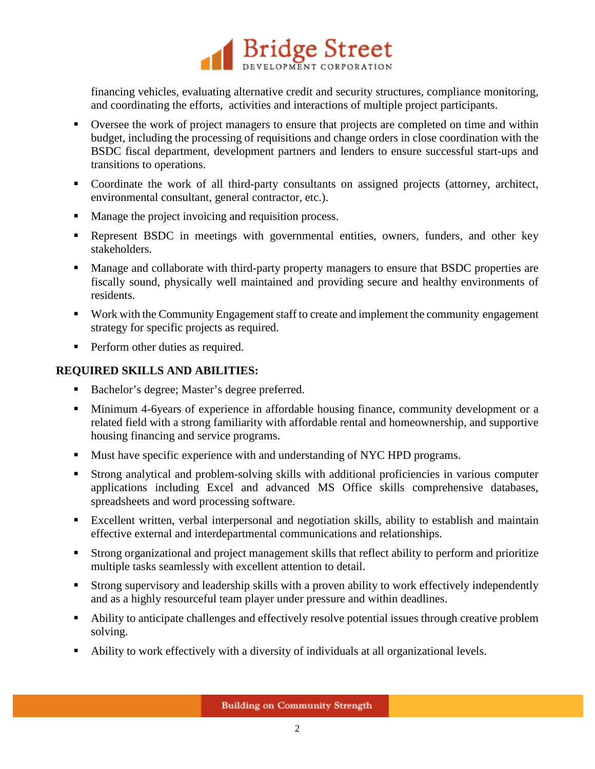financing vehicles, evaluating alternative credit and security structures, compliance monitoring, and coordinating the efforts, activities and interactions of multiple project participants.

- Oversee the work of project managers to ensure that projects are completed on time and within budget, including the processing of requisitions and change orders in close coordination with the BSDC fiscal department, development partners and lenders to ensure successful start-ups and transitions to operations.
- Coordinate the work of all third-party consultants on assigned projects (attorney, architect, environmental consultant, general contractor, etc.).
- Manage the project invoicing and requisition process.
- Represent BSDC in meetings with governmental entities, owners, funders, and other key stakeholders.
- Manage and collaborate with third-party property managers to ensure that BSDC properties are fiscally sound, physically well maintained and providing secure and healthy environments of residents.
- Work with the Community Engagement staff to create and implement the community engagement strategy for specific projects as required.
- Perform other duties as required.

**REQUIRED SKILLS AND ABILITIES:**

- Bachelor's degree; Master's degree preferred.
- Minimum 4-6years of experience in affordable housing finance, community development or a related field with a strong familiarity with affordable rental and homeownership, and supportive housing financing and service programs.
- Must have specific experience with and understanding of NYC HPD programs.
- Strong analytical and problem-solving skills with additional proficiencies in various computer applications including Excel and advanced MS Office skills comprehensive databases, spreadsheets and word processing software.
- Excellent written, verbal interpersonal and negotiation skills, ability to establish and maintain effective external and interdepartmental communications and relationships.
- Strong organizational and project management skills that reflect ability to perform and prioritize multiple tasks seamlessly with excellent attention to detail.
- Strong supervisory and leadership skills with a proven ability to work effectively independently and as a highly resourceful team player under pressure and within deadlines.
- Ability to anticipate challenges and effectively resolve potential issues through creative problem solving.
- Ability to work effectively with a diversity of individuals at all organizational levels.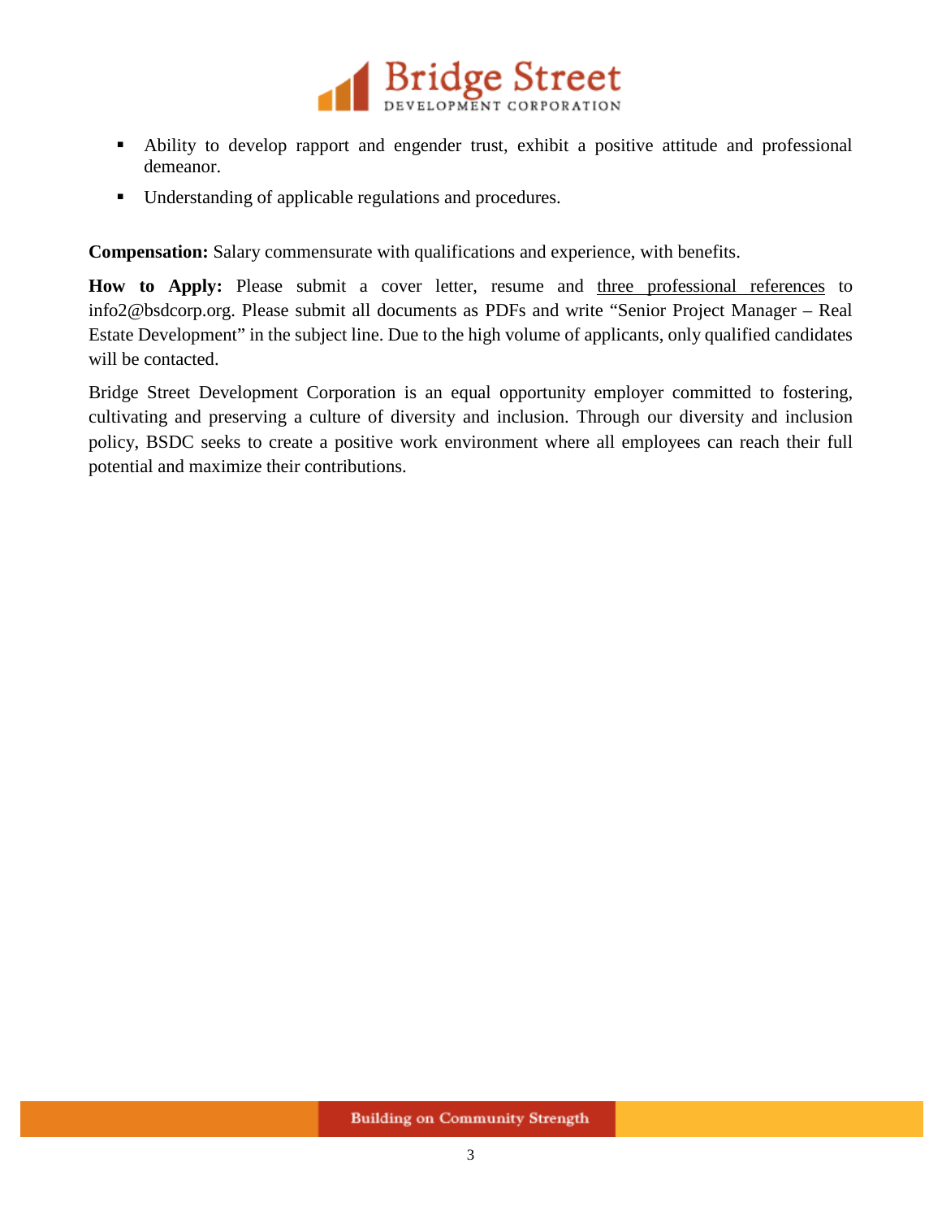- Ability to develop rapport and engender trust, exhibit a positive attitude and professional demeanor.
- Understanding of applicable regulations and procedures.

**Compensation:** Salary commensurate with qualifications and experience, with benefits.

**How to Apply:** Please submit a cover letter, resume and three professional references to info2@bsdcorp.org. Please submit all documents as PDFs and write "Senior Project Manager – Real Estate Development" in the subject line. Due to the high volume of applicants, only qualified candidates will be contacted.

Bridge Street Development Corporation is an equal opportunity employer committed to fostering, cultivating and preserving a culture of diversity and inclusion. Through our diversity and inclusion policy, BSDC seeks to create a positive work environment where all employees can reach their full potential and maximize their contributions.